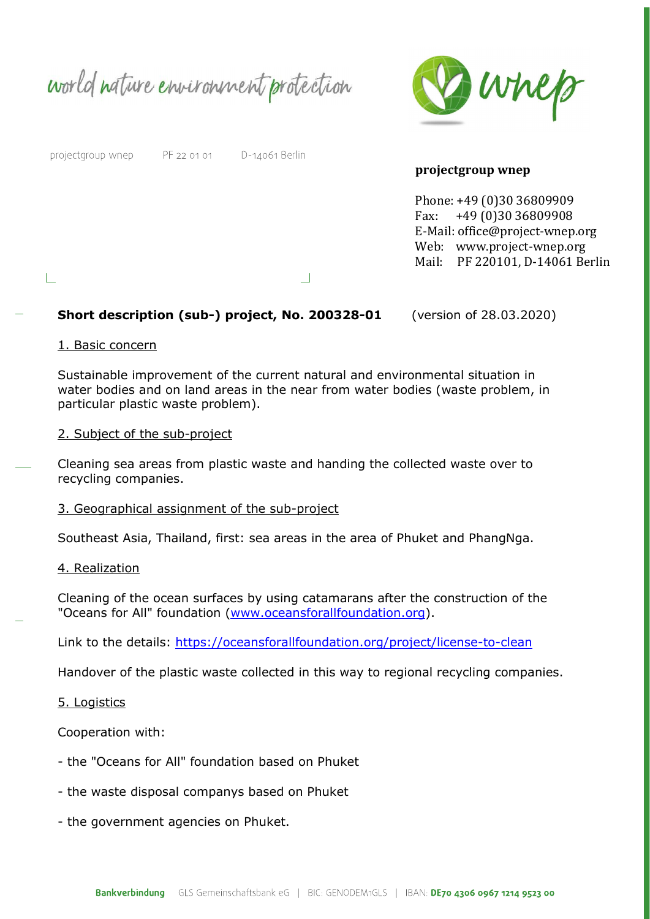world nature environment protection

wnep

projectgroup wnep    PF 22 01 01    D-14061 Berlin

**projectgroup wnep**

Phone: +49 (0)30 36809909
Fax: +49 (0)30 36809908
E-Mail: office@project-wnep.org
Web: www.project-wnep.org
Mail: PF 220101, D-14061 Berlin

**Short description (sub-) project, No. 200328-01** (version of 28.03.2020)

1. Basic concern

Sustainable improvement of the current natural and environmental situation in water bodies and on land areas in the near from water bodies (waste problem, in particular plastic waste problem).

2. Subject of the sub-project

Cleaning sea areas from plastic waste and handing the collected waste over to recycling companies.

3. Geographical assignment of the sub-project

Southeast Asia, Thailand, first: sea areas in the area of Phuket and PhangNga.

4. Realization

Cleaning of the ocean surfaces by using catamarans after the construction of the "Oceans for All" foundation (www.oceansforallfoundation.org).

Link to the details: https://oceansforallfoundation.org/project/license-to-clean

Handover of the plastic waste collected in this way to regional recycling companies.

5. Logistics

Cooperation with:

- the "Oceans for All" foundation based on Phuket
- the waste disposal companys based on Phuket
- the government agencies on Phuket.

**Bankverbindung** GLS Gemeinschaftsbank eG | BIC: GENODEM1GLS | IBAN: **DE70 4306 0967 1214 9523 00**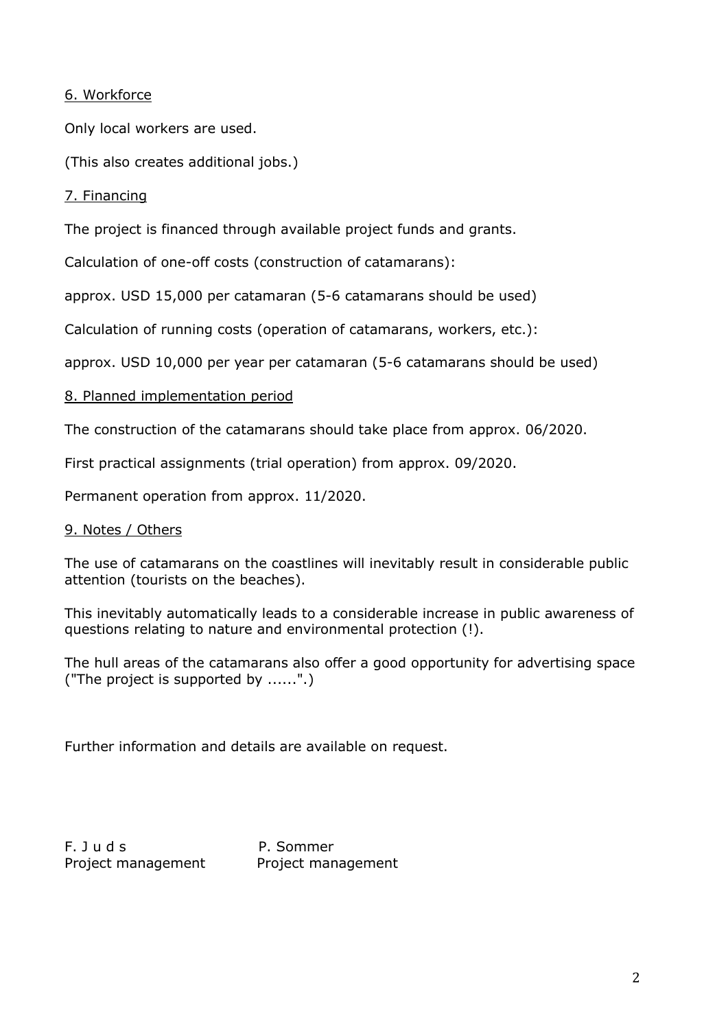6. Workforce

Only local workers are used.

(This also creates additional jobs.)

7. Financing

The project is financed through available project funds and grants.

Calculation of one-off costs (construction of catamarans):

approx. USD 15,000 per catamaran (5-6 catamarans should be used)

Calculation of running costs (operation of catamarans, workers, etc.):

approx. USD 10,000 per year per catamaran (5-6 catamarans should be used)

8. Planned implementation period

The construction of the catamarans should take place from approx. 06/2020.

First practical assignments (trial operation) from approx. 09/2020.

Permanent operation from approx. 11/2020.

9. Notes / Others

The use of catamarans on the coastlines will inevitably result in considerable public attention (tourists on the beaches).

This inevitably automatically leads to a considerable increase in public awareness of questions relating to nature and environmental protection (!).

The hull areas of the catamarans also offer a good opportunity for advertising space ("The project is supported by ......".)

Further information and details are available on request.

F. J u d s
Project management

P. Sommer
Project management